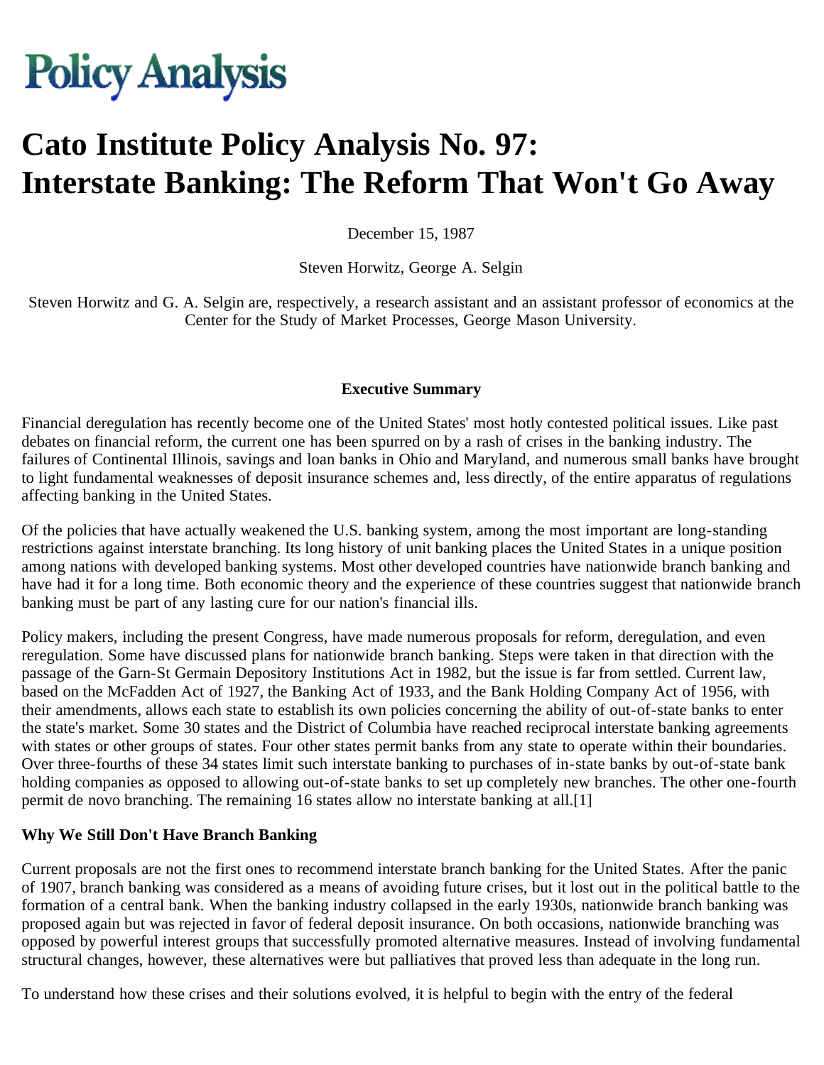# Policy Analysis

# Cato Institute Policy Analysis No. 97: Interstate Banking: The Reform That Won't Go Away

December 15, 1987

Steven Horwitz, George A. Selgin

Steven Horwitz and G. A. Selgin are, respectively, a research assistant and an assistant professor of economics at the Center for the Study of Market Processes, George Mason University.

**Executive Summary**

Financial deregulation has recently become one of the United States' most hotly contested political issues. Like past debates on financial reform, the current one has been spurred on by a rash of crises in the banking industry. The failures of Continental Illinois, savings and loan banks in Ohio and Maryland, and numerous small banks have brought to light fundamental weaknesses of deposit insurance schemes and, less directly, of the entire apparatus of regulations affecting banking in the United States.

Of the policies that have actually weakened the U.S. banking system, among the most important are long-standing restrictions against interstate branching. Its long history of unit banking places the United States in a unique position among nations with developed banking systems. Most other developed countries have nationwide branch banking and have had it for a long time. Both economic theory and the experience of these countries suggest that nationwide branch banking must be part of any lasting cure for our nation's financial ills.

Policy makers, including the present Congress, have made numerous proposals for reform, deregulation, and even reregulation. Some have discussed plans for nationwide branch banking. Steps were taken in that direction with the passage of the Garn-St Germain Depository Institutions Act in 1982, but the issue is far from settled. Current law, based on the McFadden Act of 1927, the Banking Act of 1933, and the Bank Holding Company Act of 1956, with their amendments, allows each state to establish its own policies concerning the ability of out-of-state banks to enter the state's market. Some 30 states and the District of Columbia have reached reciprocal interstate banking agreements with states or other groups of states. Four other states permit banks from any state to operate within their boundaries. Over three-fourths of these 34 states limit such interstate banking to purchases of in-state banks by out-of-state bank holding companies as opposed to allowing out-of-state banks to set up completely new branches. The other one-fourth permit de novo branching. The remaining 16 states allow no interstate banking at all.[1]

**Why We Still Don't Have Branch Banking**

Current proposals are not the first ones to recommend interstate branch banking for the United States. After the panic of 1907, branch banking was considered as a means of avoiding future crises, but it lost out in the political battle to the formation of a central bank. When the banking industry collapsed in the early 1930s, nationwide branch banking was proposed again but was rejected in favor of federal deposit insurance. On both occasions, nationwide branching was opposed by powerful interest groups that successfully promoted alternative measures. Instead of involving fundamental structural changes, however, these alternatives were but palliatives that proved less than adequate in the long run.

To understand how these crises and their solutions evolved, it is helpful to begin with the entry of the federal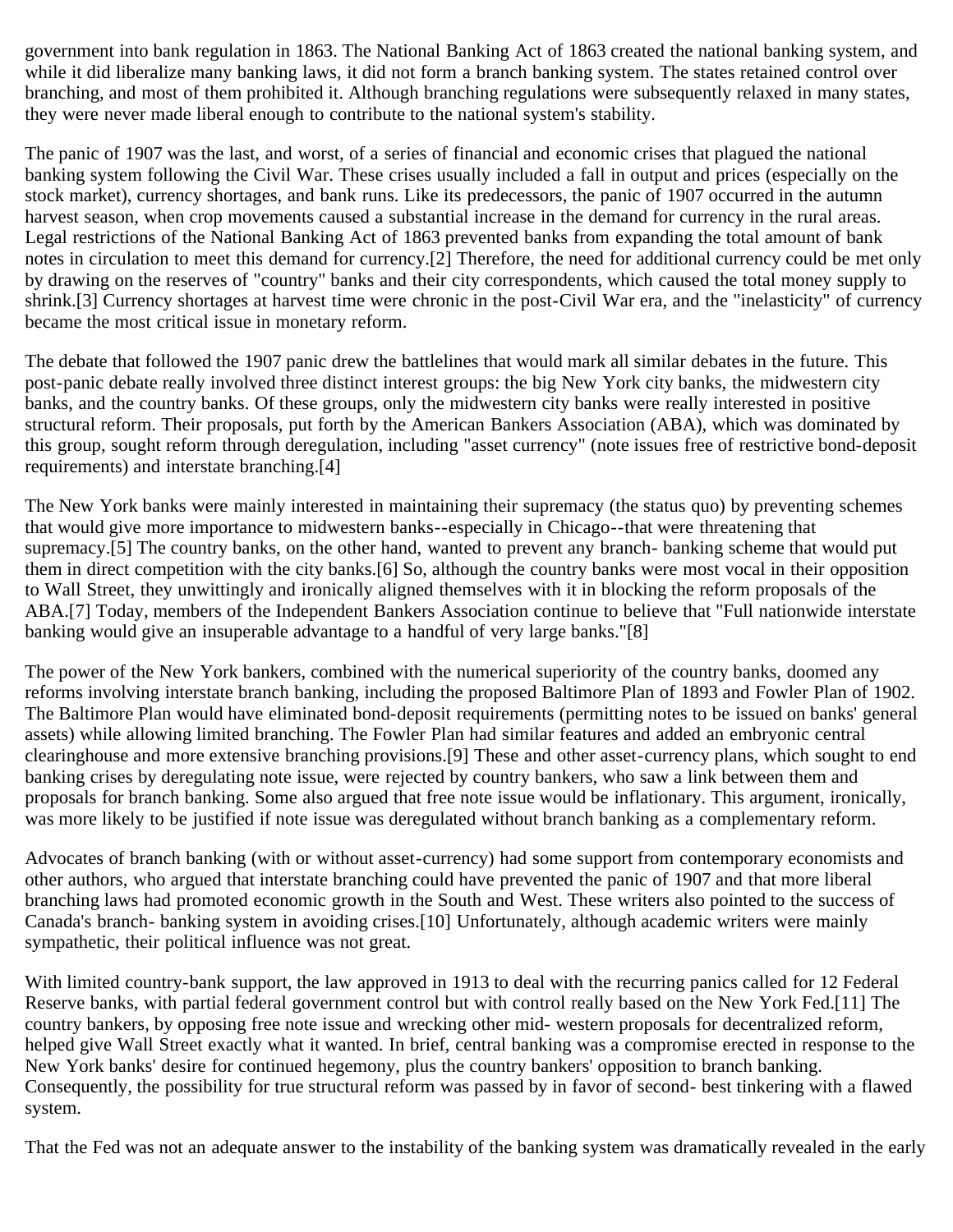government into bank regulation in 1863. The National Banking Act of 1863 created the national banking system, and while it did liberalize many banking laws, it did not form a branch banking system. The states retained control over branching, and most of them prohibited it. Although branching regulations were subsequently relaxed in many states, they were never made liberal enough to contribute to the national system's stability.

The panic of 1907 was the last, and worst, of a series of financial and economic crises that plagued the national banking system following the Civil War. These crises usually included a fall in output and prices (especially on the stock market), currency shortages, and bank runs. Like its predecessors, the panic of 1907 occurred in the autumn harvest season, when crop movements caused a substantial increase in the demand for currency in the rural areas. Legal restrictions of the National Banking Act of 1863 prevented banks from expanding the total amount of bank notes in circulation to meet this demand for currency.[2] Therefore, the need for additional currency could be met only by drawing on the reserves of "country" banks and their city correspondents, which caused the total money supply to shrink.[3] Currency shortages at harvest time were chronic in the post-Civil War era, and the "inelasticity" of currency became the most critical issue in monetary reform.

The debate that followed the 1907 panic drew the battlelines that would mark all similar debates in the future. This post-panic debate really involved three distinct interest groups: the big New York city banks, the midwestern city banks, and the country banks. Of these groups, only the midwestern city banks were really interested in positive structural reform. Their proposals, put forth by the American Bankers Association (ABA), which was dominated by this group, sought reform through deregulation, including "asset currency" (note issues free of restrictive bond-deposit requirements) and interstate branching.[4]

The New York banks were mainly interested in maintaining their supremacy (the status quo) by preventing schemes that would give more importance to midwestern banks--especially in Chicago--that were threatening that supremacy.[5] The country banks, on the other hand, wanted to prevent any branch- banking scheme that would put them in direct competition with the city banks.[6] So, although the country banks were most vocal in their opposition to Wall Street, they unwittingly and ironically aligned themselves with it in blocking the reform proposals of the ABA.[7] Today, members of the Independent Bankers Association continue to believe that "Full nationwide interstate banking would give an insuperable advantage to a handful of very large banks."[8]

The power of the New York bankers, combined with the numerical superiority of the country banks, doomed any reforms involving interstate branch banking, including the proposed Baltimore Plan of 1893 and Fowler Plan of 1902. The Baltimore Plan would have eliminated bond-deposit requirements (permitting notes to be issued on banks' general assets) while allowing limited branching. The Fowler Plan had similar features and added an embryonic central clearinghouse and more extensive branching provisions.[9] These and other asset-currency plans, which sought to end banking crises by deregulating note issue, were rejected by country bankers, who saw a link between them and proposals for branch banking. Some also argued that free note issue would be inflationary. This argument, ironically, was more likely to be justified if note issue was deregulated without branch banking as a complementary reform.

Advocates of branch banking (with or without asset-currency) had some support from contemporary economists and other authors, who argued that interstate branching could have prevented the panic of 1907 and that more liberal branching laws had promoted economic growth in the South and West. These writers also pointed to the success of Canada's branch- banking system in avoiding crises.[10] Unfortunately, although academic writers were mainly sympathetic, their political influence was not great.

With limited country-bank support, the law approved in 1913 to deal with the recurring panics called for 12 Federal Reserve banks, with partial federal government control but with control really based on the New York Fed.[11] The country bankers, by opposing free note issue and wrecking other mid- western proposals for decentralized reform, helped give Wall Street exactly what it wanted. In brief, central banking was a compromise erected in response to the New York banks' desire for continued hegemony, plus the country bankers' opposition to branch banking. Consequently, the possibility for true structural reform was passed by in favor of second- best tinkering with a flawed system.

That the Fed was not an adequate answer to the instability of the banking system was dramatically revealed in the early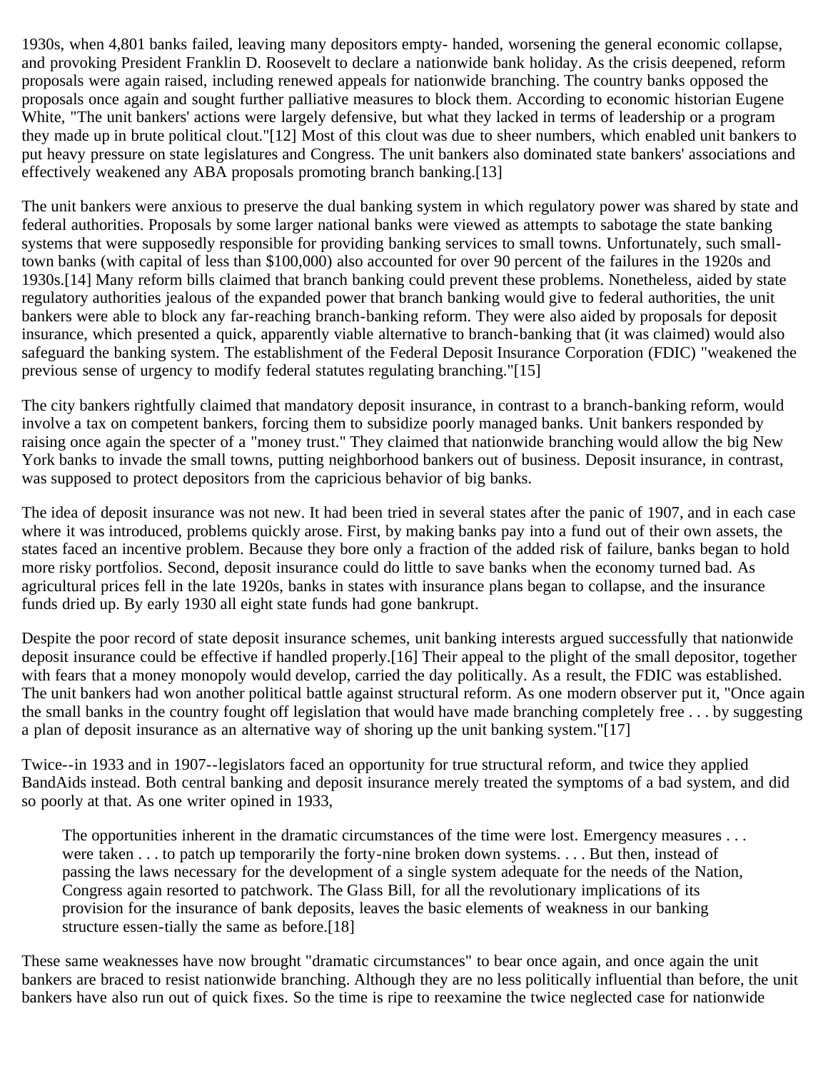1930s, when 4,801 banks failed, leaving many depositors empty- handed, worsening the general economic collapse, and provoking President Franklin D. Roosevelt to declare a nationwide bank holiday. As the crisis deepened, reform proposals were again raised, including renewed appeals for nationwide branching. The country banks opposed the proposals once again and sought further palliative measures to block them. According to economic historian Eugene White, "The unit bankers' actions were largely defensive, but what they lacked in terms of leadership or a program they made up in brute political clout."[12] Most of this clout was due to sheer numbers, which enabled unit bankers to put heavy pressure on state legislatures and Congress. The unit bankers also dominated state bankers' associations and effectively weakened any ABA proposals promoting branch banking.[13]

The unit bankers were anxious to preserve the dual banking system in which regulatory power was shared by state and federal authorities. Proposals by some larger national banks were viewed as attempts to sabotage the state banking systems that were supposedly responsible for providing banking services to small towns. Unfortunately, such small-town banks (with capital of less than $100,000) also accounted for over 90 percent of the failures in the 1920s and 1930s.[14] Many reform bills claimed that branch banking could prevent these problems. Nonetheless, aided by state regulatory authorities jealous of the expanded power that branch banking would give to federal authorities, the unit bankers were able to block any far-reaching branch-banking reform. They were also aided by proposals for deposit insurance, which presented a quick, apparently viable alternative to branch-banking that (it was claimed) would also safeguard the banking system. The establishment of the Federal Deposit Insurance Corporation (FDIC) "weakened the previous sense of urgency to modify federal statutes regulating branching."[15]

The city bankers rightfully claimed that mandatory deposit insurance, in contrast to a branch-banking reform, would involve a tax on competent bankers, forcing them to subsidize poorly managed banks. Unit bankers responded by raising once again the specter of a "money trust." They claimed that nationwide branching would allow the big New York banks to invade the small towns, putting neighborhood bankers out of business. Deposit insurance, in contrast, was supposed to protect depositors from the capricious behavior of big banks.

The idea of deposit insurance was not new. It had been tried in several states after the panic of 1907, and in each case where it was introduced, problems quickly arose. First, by making banks pay into a fund out of their own assets, the states faced an incentive problem. Because they bore only a fraction of the added risk of failure, banks began to hold more risky portfolios. Second, deposit insurance could do little to save banks when the economy turned bad. As agricultural prices fell in the late 1920s, banks in states with insurance plans began to collapse, and the insurance funds dried up. By early 1930 all eight state funds had gone bankrupt.

Despite the poor record of state deposit insurance schemes, unit banking interests argued successfully that nationwide deposit insurance could be effective if handled properly.[16] Their appeal to the plight of the small depositor, together with fears that a money monopoly would develop, carried the day politically. As a result, the FDIC was established. The unit bankers had won another political battle against structural reform. As one modern observer put it, "Once again the small banks in the country fought off legislation that would have made branching completely free . . . by suggesting a plan of deposit insurance as an alternative way of shoring up the unit banking system."[17]

Twice--in 1933 and in 1907--legislators faced an opportunity for true structural reform, and twice they applied BandAids instead. Both central banking and deposit insurance merely treated the symptoms of a bad system, and did so poorly at that. As one writer opined in 1933,

> The opportunities inherent in the dramatic circumstances of the time were lost. Emergency measures . . . were taken . . . to patch up temporarily the forty-nine broken down systems. . . . But then, instead of passing the laws necessary for the development of a single system adequate for the needs of the Nation, Congress again resorted to patchwork. The Glass Bill, for all the revolutionary implications of its provision for the insurance of bank deposits, leaves the basic elements of weakness in our banking structure essen-tially the same as before.[18]

These same weaknesses have now brought "dramatic circumstances" to bear once again, and once again the unit bankers are braced to resist nationwide branching. Although they are no less politically influential than before, the unit bankers have also run out of quick fixes. So the time is ripe to reexamine the twice neglected case for nationwide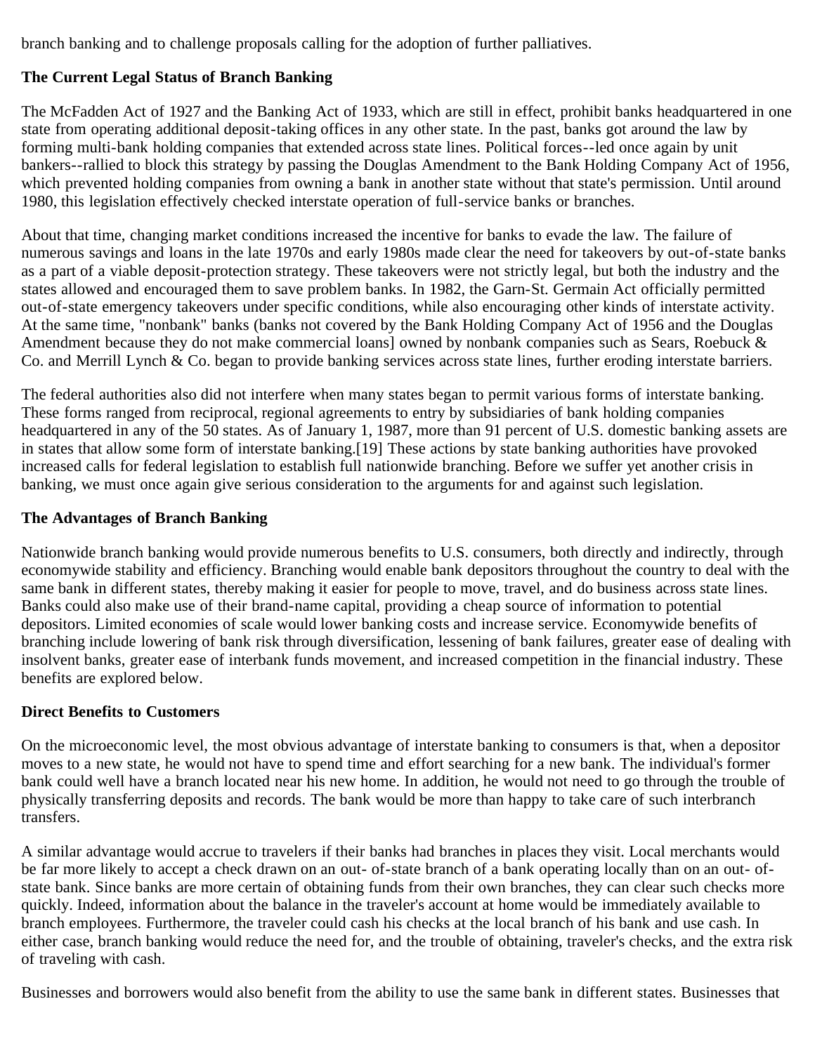branch banking and to challenge proposals calling for the adoption of further palliatives.

**The Current Legal Status of Branch Banking**

The McFadden Act of 1927 and the Banking Act of 1933, which are still in effect, prohibit banks headquartered in one state from operating additional deposit-taking offices in any other state. In the past, banks got around the law by forming multi-bank holding companies that extended across state lines. Political forces--led once again by unit bankers--rallied to block this strategy by passing the Douglas Amendment to the Bank Holding Company Act of 1956, which prevented holding companies from owning a bank in another state without that state's permission. Until around 1980, this legislation effectively checked interstate operation of full-service banks or branches.

About that time, changing market conditions increased the incentive for banks to evade the law. The failure of numerous savings and loans in the late 1970s and early 1980s made clear the need for takeovers by out-of-state banks as a part of a viable deposit-protection strategy. These takeovers were not strictly legal, but both the industry and the states allowed and encouraged them to save problem banks. In 1982, the Garn-St. Germain Act officially permitted out-of-state emergency takeovers under specific conditions, while also encouraging other kinds of interstate activity. At the same time, "nonbank" banks (banks not covered by the Bank Holding Company Act of 1956 and the Douglas Amendment because they do not make commercial loans] owned by nonbank companies such as Sears, Roebuck & Co. and Merrill Lynch & Co. began to provide banking services across state lines, further eroding interstate barriers.

The federal authorities also did not interfere when many states began to permit various forms of interstate banking. These forms ranged from reciprocal, regional agreements to entry by subsidiaries of bank holding companies headquartered in any of the 50 states. As of January 1, 1987, more than 91 percent of U.S. domestic banking assets are in states that allow some form of interstate banking.[19] These actions by state banking authorities have provoked increased calls for federal legislation to establish full nationwide branching. Before we suffer yet another crisis in banking, we must once again give serious consideration to the arguments for and against such legislation.

**The Advantages of Branch Banking**

Nationwide branch banking would provide numerous benefits to U.S. consumers, both directly and indirectly, through economywide stability and efficiency. Branching would enable bank depositors throughout the country to deal with the same bank in different states, thereby making it easier for people to move, travel, and do business across state lines. Banks could also make use of their brand-name capital, providing a cheap source of information to potential depositors. Limited economies of scale would lower banking costs and increase service. Economywide benefits of branching include lowering of bank risk through diversification, lessening of bank failures, greater ease of dealing with insolvent banks, greater ease of interbank funds movement, and increased competition in the financial industry. These benefits are explored below.

**Direct Benefits to Customers**

On the microeconomic level, the most obvious advantage of interstate banking to consumers is that, when a depositor moves to a new state, he would not have to spend time and effort searching for a new bank. The individual's former bank could well have a branch located near his new home. In addition, he would not need to go through the trouble of physically transferring deposits and records. The bank would be more than happy to take care of such interbranch transfers.

A similar advantage would accrue to travelers if their banks had branches in places they visit. Local merchants would be far more likely to accept a check drawn on an out- of-state branch of a bank operating locally than on an out- of-state bank. Since banks are more certain of obtaining funds from their own branches, they can clear such checks more quickly. Indeed, information about the balance in the traveler's account at home would be immediately available to branch employees. Furthermore, the traveler could cash his checks at the local branch of his bank and use cash. In either case, branch banking would reduce the need for, and the trouble of obtaining, traveler's checks, and the extra risk of traveling with cash.

Businesses and borrowers would also benefit from the ability to use the same bank in different states. Businesses that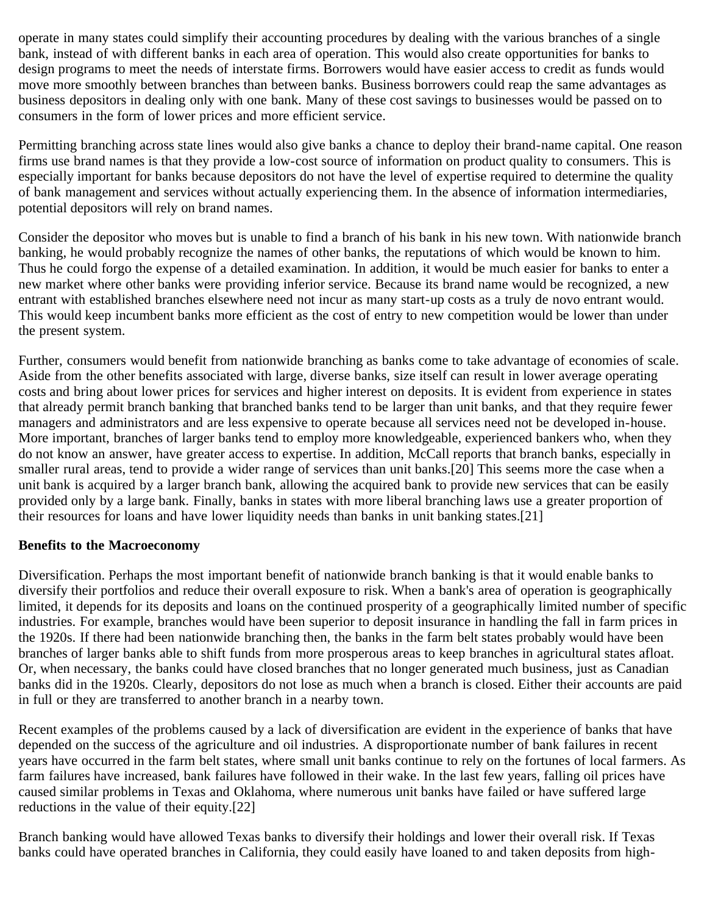operate in many states could simplify their accounting procedures by dealing with the various branches of a single bank, instead of with different banks in each area of operation. This would also create opportunities for banks to design programs to meet the needs of interstate firms. Borrowers would have easier access to credit as funds would move more smoothly between branches than between banks. Business borrowers could reap the same advantages as business depositors in dealing only with one bank. Many of these cost savings to businesses would be passed on to consumers in the form of lower prices and more efficient service.

Permitting branching across state lines would also give banks a chance to deploy their brand-name capital. One reason firms use brand names is that they provide a low-cost source of information on product quality to consumers. This is especially important for banks because depositors do not have the level of expertise required to determine the quality of bank management and services without actually experiencing them. In the absence of information intermediaries, potential depositors will rely on brand names.

Consider the depositor who moves but is unable to find a branch of his bank in his new town. With nationwide branch banking, he would probably recognize the names of other banks, the reputations of which would be known to him. Thus he could forgo the expense of a detailed examination. In addition, it would be much easier for banks to enter a new market where other banks were providing inferior service. Because its brand name would be recognized, a new entrant with established branches elsewhere need not incur as many start-up costs as a truly de novo entrant would. This would keep incumbent banks more efficient as the cost of entry to new competition would be lower than under the present system.

Further, consumers would benefit from nationwide branching as banks come to take advantage of economies of scale. Aside from the other benefits associated with large, diverse banks, size itself can result in lower average operating costs and bring about lower prices for services and higher interest on deposits. It is evident from experience in states that already permit branch banking that branched banks tend to be larger than unit banks, and that they require fewer managers and administrators and are less expensive to operate because all services need not be developed in-house. More important, branches of larger banks tend to employ more knowledgeable, experienced bankers who, when they do not know an answer, have greater access to expertise. In addition, McCall reports that branch banks, especially in smaller rural areas, tend to provide a wider range of services than unit banks.[20] This seems more the case when a unit bank is acquired by a larger branch bank, allowing the acquired bank to provide new services that can be easily provided only by a large bank. Finally, banks in states with more liberal branching laws use a greater proportion of their resources for loans and have lower liquidity needs than banks in unit banking states.[21]

**Benefits to the Macroeconomy**

Diversification. Perhaps the most important benefit of nationwide branch banking is that it would enable banks to diversify their portfolios and reduce their overall exposure to risk. When a bank's area of operation is geographically limited, it depends for its deposits and loans on the continued prosperity of a geographically limited number of specific industries. For example, branches would have been superior to deposit insurance in handling the fall in farm prices in the 1920s. If there had been nationwide branching then, the banks in the farm belt states probably would have been branches of larger banks able to shift funds from more prosperous areas to keep branches in agricultural states afloat. Or, when necessary, the banks could have closed branches that no longer generated much business, just as Canadian banks did in the 1920s. Clearly, depositors do not lose as much when a branch is closed. Either their accounts are paid in full or they are transferred to another branch in a nearby town.

Recent examples of the problems caused by a lack of diversification are evident in the experience of banks that have depended on the success of the agriculture and oil industries. A disproportionate number of bank failures in recent years have occurred in the farm belt states, where small unit banks continue to rely on the fortunes of local farmers. As farm failures have increased, bank failures have followed in their wake. In the last few years, falling oil prices have caused similar problems in Texas and Oklahoma, where numerous unit banks have failed or have suffered large reductions in the value of their equity.[22]

Branch banking would have allowed Texas banks to diversify their holdings and lower their overall risk. If Texas banks could have operated branches in California, they could easily have loaned to and taken deposits from high-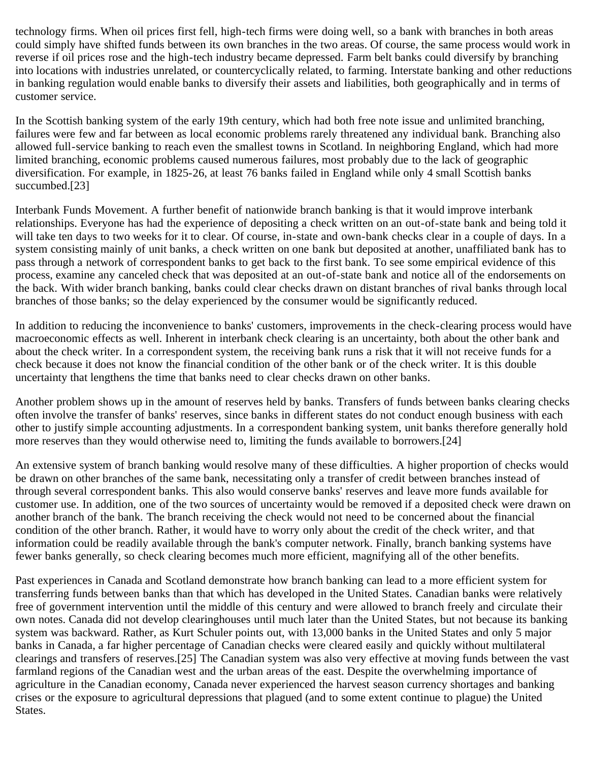technology firms. When oil prices first fell, high-tech firms were doing well, so a bank with branches in both areas could simply have shifted funds between its own branches in the two areas. Of course, the same process would work in reverse if oil prices rose and the high-tech industry became depressed. Farm belt banks could diversify by branching into locations with industries unrelated, or countercyclically related, to farming. Interstate banking and other reductions in banking regulation would enable banks to diversify their assets and liabilities, both geographically and in terms of customer service.

In the Scottish banking system of the early 19th century, which had both free note issue and unlimited branching, failures were few and far between as local economic problems rarely threatened any individual bank. Branching also allowed full-service banking to reach even the smallest towns in Scotland. In neighboring England, which had more limited branching, economic problems caused numerous failures, most probably due to the lack of geographic diversification. For example, in 1825-26, at least 76 banks failed in England while only 4 small Scottish banks succumbed.[23]

Interbank Funds Movement. A further benefit of nationwide branch banking is that it would improve interbank relationships. Everyone has had the experience of depositing a check written on an out-of-state bank and being told it will take ten days to two weeks for it to clear. Of course, in-state and own-bank checks clear in a couple of days. In a system consisting mainly of unit banks, a check written on one bank but deposited at another, unaffiliated bank has to pass through a network of correspondent banks to get back to the first bank. To see some empirical evidence of this process, examine any canceled check that was deposited at an out-of-state bank and notice all of the endorsements on the back. With wider branch banking, banks could clear checks drawn on distant branches of rival banks through local branches of those banks; so the delay experienced by the consumer would be significantly reduced.

In addition to reducing the inconvenience to banks' customers, improvements in the check-clearing process would have macroeconomic effects as well. Inherent in interbank check clearing is an uncertainty, both about the other bank and about the check writer. In a correspondent system, the receiving bank runs a risk that it will not receive funds for a check because it does not know the financial condition of the other bank or of the check writer. It is this double uncertainty that lengthens the time that banks need to clear checks drawn on other banks.

Another problem shows up in the amount of reserves held by banks. Transfers of funds between banks clearing checks often involve the transfer of banks' reserves, since banks in different states do not conduct enough business with each other to justify simple accounting adjustments. In a correspondent banking system, unit banks therefore generally hold more reserves than they would otherwise need to, limiting the funds available to borrowers.[24]

An extensive system of branch banking would resolve many of these difficulties. A higher proportion of checks would be drawn on other branches of the same bank, necessitating only a transfer of credit between branches instead of through several correspondent banks. This also would conserve banks' reserves and leave more funds available for customer use. In addition, one of the two sources of uncertainty would be removed if a deposited check were drawn on another branch of the bank. The branch receiving the check would not need to be concerned about the financial condition of the other branch. Rather, it would have to worry only about the credit of the check writer, and that information could be readily available through the bank's computer network. Finally, branch banking systems have fewer banks generally, so check clearing becomes much more efficient, magnifying all of the other benefits.

Past experiences in Canada and Scotland demonstrate how branch banking can lead to a more efficient system for transferring funds between banks than that which has developed in the United States. Canadian banks were relatively free of government intervention until the middle of this century and were allowed to branch freely and circulate their own notes. Canada did not develop clearinghouses until much later than the United States, but not because its banking system was backward. Rather, as Kurt Schuler points out, with 13,000 banks in the United States and only 5 major banks in Canada, a far higher percentage of Canadian checks were cleared easily and quickly without multilateral clearings and transfers of reserves.[25] The Canadian system was also very effective at moving funds between the vast farmland regions of the Canadian west and the urban areas of the east. Despite the overwhelming importance of agriculture in the Canadian economy, Canada never experienced the harvest season currency shortages and banking crises or the exposure to agricultural depressions that plagued (and to some extent continue to plague) the United States.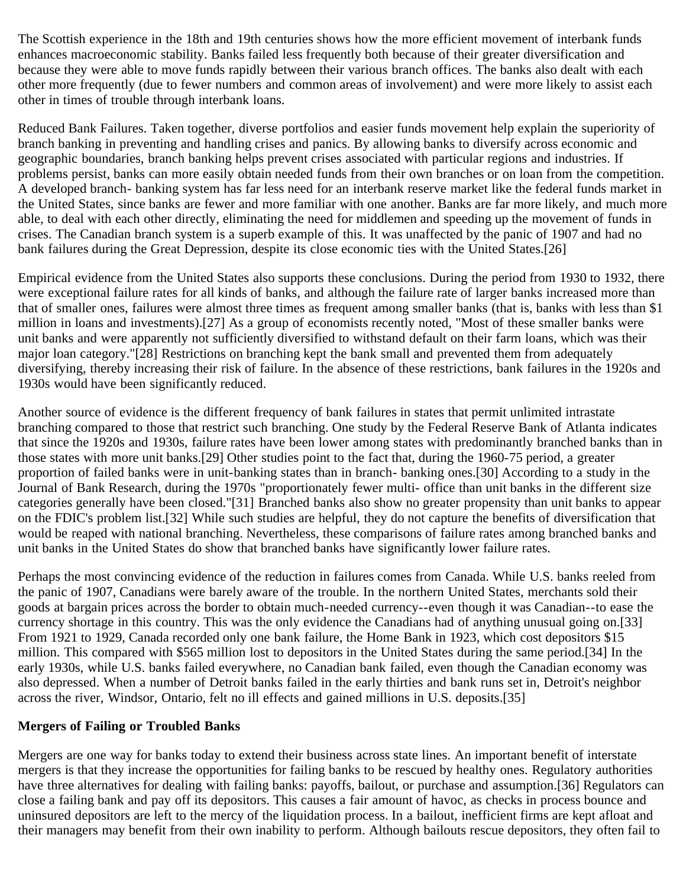The Scottish experience in the 18th and 19th centuries shows how the more efficient movement of interbank funds enhances macroeconomic stability. Banks failed less frequently both because of their greater diversification and because they were able to move funds rapidly between their various branch offices. The banks also dealt with each other more frequently (due to fewer numbers and common areas of involvement) and were more likely to assist each other in times of trouble through interbank loans.

Reduced Bank Failures. Taken together, diverse portfolios and easier funds movement help explain the superiority of branch banking in preventing and handling crises and panics. By allowing banks to diversify across economic and geographic boundaries, branch banking helps prevent crises associated with particular regions and industries. If problems persist, banks can more easily obtain needed funds from their own branches or on loan from the competition. A developed branch- banking system has far less need for an interbank reserve market like the federal funds market in the United States, since banks are fewer and more familiar with one another. Banks are far more likely, and much more able, to deal with each other directly, eliminating the need for middlemen and speeding up the movement of funds in crises. The Canadian branch system is a superb example of this. It was unaffected by the panic of 1907 and had no bank failures during the Great Depression, despite its close economic ties with the United States.[26]

Empirical evidence from the United States also supports these conclusions. During the period from 1930 to 1932, there were exceptional failure rates for all kinds of banks, and although the failure rate of larger banks increased more than that of smaller ones, failures were almost three times as frequent among smaller banks (that is, banks with less than $1 million in loans and investments).[27] As a group of economists recently noted, "Most of these smaller banks were unit banks and were apparently not sufficiently diversified to withstand default on their farm loans, which was their major loan category."[28] Restrictions on branching kept the bank small and prevented them from adequately diversifying, thereby increasing their risk of failure. In the absence of these restrictions, bank failures in the 1920s and 1930s would have been significantly reduced.

Another source of evidence is the different frequency of bank failures in states that permit unlimited intrastate branching compared to those that restrict such branching. One study by the Federal Reserve Bank of Atlanta indicates that since the 1920s and 1930s, failure rates have been lower among states with predominantly branched banks than in those states with more unit banks.[29] Other studies point to the fact that, during the 1960-75 period, a greater proportion of failed banks were in unit-banking states than in branch- banking ones.[30] According to a study in the Journal of Bank Research, during the 1970s "proportionately fewer multi- office than unit banks in the different size categories generally have been closed."[31] Branched banks also show no greater propensity than unit banks to appear on the FDIC's problem list.[32] While such studies are helpful, they do not capture the benefits of diversification that would be reaped with national branching. Nevertheless, these comparisons of failure rates among branched banks and unit banks in the United States do show that branched banks have significantly lower failure rates.

Perhaps the most convincing evidence of the reduction in failures comes from Canada. While U.S. banks reeled from the panic of 1907, Canadians were barely aware of the trouble. In the northern United States, merchants sold their goods at bargain prices across the border to obtain much-needed currency--even though it was Canadian--to ease the currency shortage in this country. This was the only evidence the Canadians had of anything unusual going on.[33] From 1921 to 1929, Canada recorded only one bank failure, the Home Bank in 1923, which cost depositors $15 million. This compared with $565 million lost to depositors in the United States during the same period.[34] In the early 1930s, while U.S. banks failed everywhere, no Canadian bank failed, even though the Canadian economy was also depressed. When a number of Detroit banks failed in the early thirties and bank runs set in, Detroit's neighbor across the river, Windsor, Ontario, felt no ill effects and gained millions in U.S. deposits.[35]

**Mergers of Failing or Troubled Banks**

Mergers are one way for banks today to extend their business across state lines. An important benefit of interstate mergers is that they increase the opportunities for failing banks to be rescued by healthy ones. Regulatory authorities have three alternatives for dealing with failing banks: payoffs, bailout, or purchase and assumption.[36] Regulators can close a failing bank and pay off its depositors. This causes a fair amount of havoc, as checks in process bounce and uninsured depositors are left to the mercy of the liquidation process. In a bailout, inefficient firms are kept afloat and their managers may benefit from their own inability to perform. Although bailouts rescue depositors, they often fail to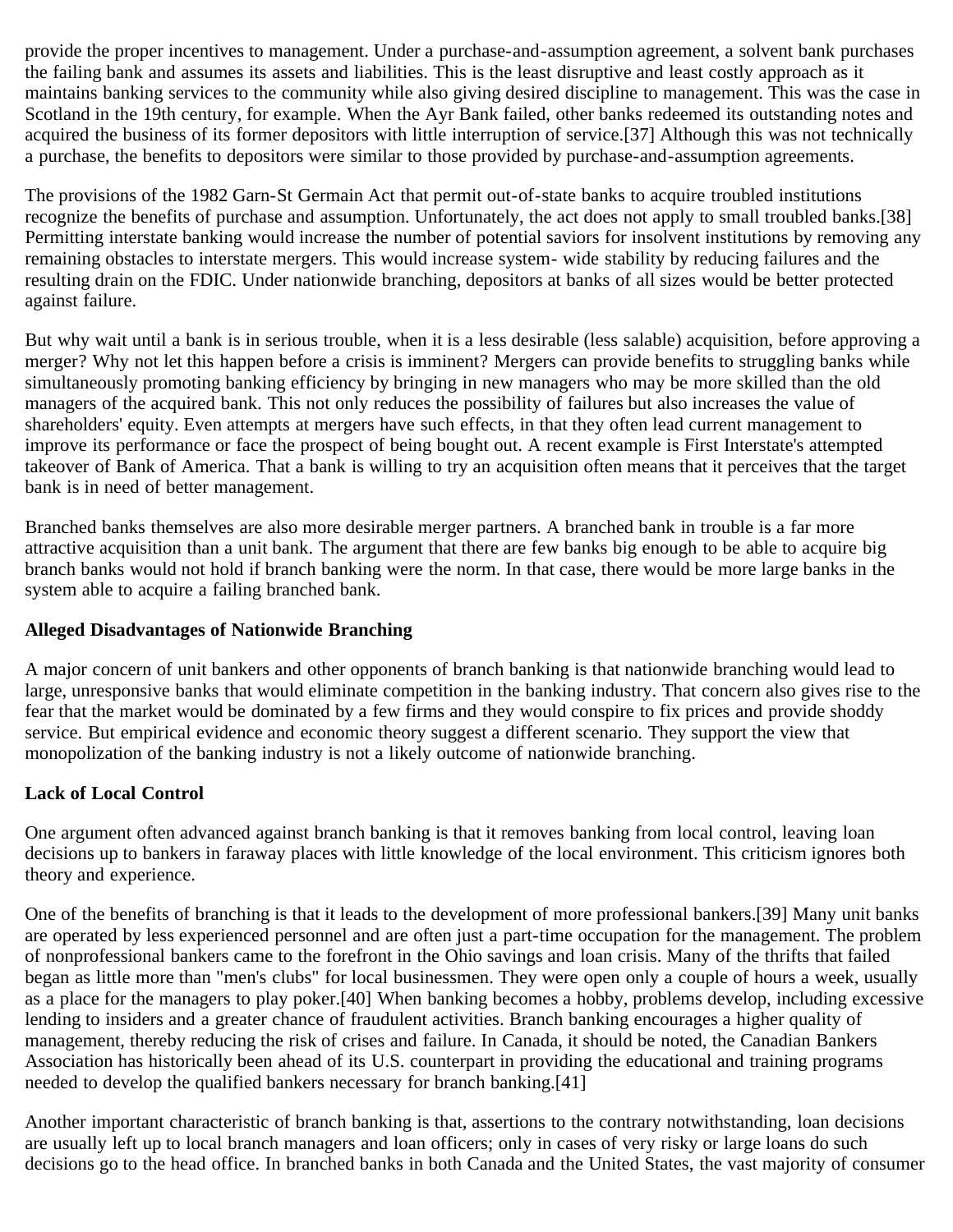provide the proper incentives to management. Under a purchase-and-assumption agreement, a solvent bank purchases the failing bank and assumes its assets and liabilities. This is the least disruptive and least costly approach as it maintains banking services to the community while also giving desired discipline to management. This was the case in Scotland in the 19th century, for example. When the Ayr Bank failed, other banks redeemed its outstanding notes and acquired the business of its former depositors with little interruption of service.[37] Although this was not technically a purchase, the benefits to depositors were similar to those provided by purchase-and-assumption agreements.

The provisions of the 1982 Garn-St Germain Act that permit out-of-state banks to acquire troubled institutions recognize the benefits of purchase and assumption. Unfortunately, the act does not apply to small troubled banks.[38] Permitting interstate banking would increase the number of potential saviors for insolvent institutions by removing any remaining obstacles to interstate mergers. This would increase system- wide stability by reducing failures and the resulting drain on the FDIC. Under nationwide branching, depositors at banks of all sizes would be better protected against failure.

But why wait until a bank is in serious trouble, when it is a less desirable (less salable) acquisition, before approving a merger? Why not let this happen before a crisis is imminent? Mergers can provide benefits to struggling banks while simultaneously promoting banking efficiency by bringing in new managers who may be more skilled than the old managers of the acquired bank. This not only reduces the possibility of failures but also increases the value of shareholders' equity. Even attempts at mergers have such effects, in that they often lead current management to improve its performance or face the prospect of being bought out. A recent example is First Interstate's attempted takeover of Bank of America. That a bank is willing to try an acquisition often means that it perceives that the target bank is in need of better management.

Branched banks themselves are also more desirable merger partners. A branched bank in trouble is a far more attractive acquisition than a unit bank. The argument that there are few banks big enough to be able to acquire big branch banks would not hold if branch banking were the norm. In that case, there would be more large banks in the system able to acquire a failing branched bank.

**Alleged Disadvantages of Nationwide Branching**

A major concern of unit bankers and other opponents of branch banking is that nationwide branching would lead to large, unresponsive banks that would eliminate competition in the banking industry. That concern also gives rise to the fear that the market would be dominated by a few firms and they would conspire to fix prices and provide shoddy service. But empirical evidence and economic theory suggest a different scenario. They support the view that monopolization of the banking industry is not a likely outcome of nationwide branching.

**Lack of Local Control**

One argument often advanced against branch banking is that it removes banking from local control, leaving loan decisions up to bankers in faraway places with little knowledge of the local environment. This criticism ignores both theory and experience.

One of the benefits of branching is that it leads to the development of more professional bankers.[39] Many unit banks are operated by less experienced personnel and are often just a part-time occupation for the management. The problem of nonprofessional bankers came to the forefront in the Ohio savings and loan crisis. Many of the thrifts that failed began as little more than "men's clubs" for local businessmen. They were open only a couple of hours a week, usually as a place for the managers to play poker.[40] When banking becomes a hobby, problems develop, including excessive lending to insiders and a greater chance of fraudulent activities. Branch banking encourages a higher quality of management, thereby reducing the risk of crises and failure. In Canada, it should be noted, the Canadian Bankers Association has historically been ahead of its U.S. counterpart in providing the educational and training programs needed to develop the qualified bankers necessary for branch banking.[41]

Another important characteristic of branch banking is that, assertions to the contrary notwithstanding, loan decisions are usually left up to local branch managers and loan officers; only in cases of very risky or large loans do such decisions go to the head office. In branched banks in both Canada and the United States, the vast majority of consumer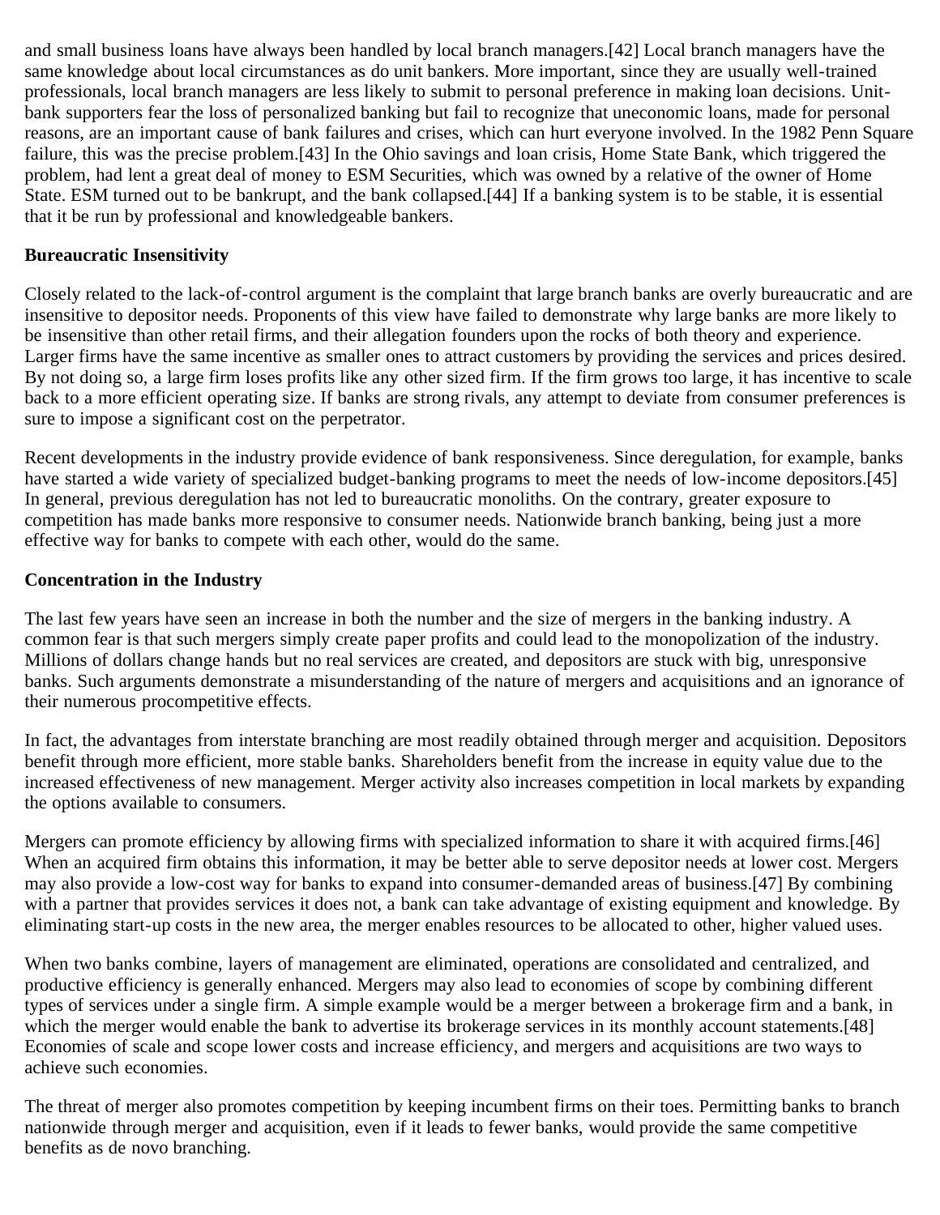and small business loans have always been handled by local branch managers.[42] Local branch managers have the same knowledge about local circumstances as do unit bankers. More important, since they are usually well-trained professionals, local branch managers are less likely to submit to personal preference in making loan decisions. Unit-bank supporters fear the loss of personalized banking but fail to recognize that uneconomic loans, made for personal reasons, are an important cause of bank failures and crises, which can hurt everyone involved. In the 1982 Penn Square failure, this was the precise problem.[43] In the Ohio savings and loan crisis, Home State Bank, which triggered the problem, had lent a great deal of money to ESM Securities, which was owned by a relative of the owner of Home State. ESM turned out to be bankrupt, and the bank collapsed.[44] If a banking system is to be stable, it is essential that it be run by professional and knowledgeable bankers.

**Bureaucratic Insensitivity**

Closely related to the lack-of-control argument is the complaint that large branch banks are overly bureaucratic and are insensitive to depositor needs. Proponents of this view have failed to demonstrate why large banks are more likely to be insensitive than other retail firms, and their allegation founders upon the rocks of both theory and experience. Larger firms have the same incentive as smaller ones to attract customers by providing the services and prices desired. By not doing so, a large firm loses profits like any other sized firm. If the firm grows too large, it has incentive to scale back to a more efficient operating size. If banks are strong rivals, any attempt to deviate from consumer preferences is sure to impose a significant cost on the perpetrator.

Recent developments in the industry provide evidence of bank responsiveness. Since deregulation, for example, banks have started a wide variety of specialized budget-banking programs to meet the needs of low-income depositors.[45] In general, previous deregulation has not led to bureaucratic monoliths. On the contrary, greater exposure to competition has made banks more responsive to consumer needs. Nationwide branch banking, being just a more effective way for banks to compete with each other, would do the same.

**Concentration in the Industry**

The last few years have seen an increase in both the number and the size of mergers in the banking industry. A common fear is that such mergers simply create paper profits and could lead to the monopolization of the industry. Millions of dollars change hands but no real services are created, and depositors are stuck with big, unresponsive banks. Such arguments demonstrate a misunderstanding of the nature of mergers and acquisitions and an ignorance of their numerous procompetitive effects.

In fact, the advantages from interstate branching are most readily obtained through merger and acquisition. Depositors benefit through more efficient, more stable banks. Shareholders benefit from the increase in equity value due to the increased effectiveness of new management. Merger activity also increases competition in local markets by expanding the options available to consumers.

Mergers can promote efficiency by allowing firms with specialized information to share it with acquired firms.[46] When an acquired firm obtains this information, it may be better able to serve depositor needs at lower cost. Mergers may also provide a low-cost way for banks to expand into consumer-demanded areas of business.[47] By combining with a partner that provides services it does not, a bank can take advantage of existing equipment and knowledge. By eliminating start-up costs in the new area, the merger enables resources to be allocated to other, higher valued uses.

When two banks combine, layers of management are eliminated, operations are consolidated and centralized, and productive efficiency is generally enhanced. Mergers may also lead to economies of scope by combining different types of services under a single firm. A simple example would be a merger between a brokerage firm and a bank, in which the merger would enable the bank to advertise its brokerage services in its monthly account statements.[48] Economies of scale and scope lower costs and increase efficiency, and mergers and acquisitions are two ways to achieve such economies.

The threat of merger also promotes competition by keeping incumbent firms on their toes. Permitting banks to branch nationwide through merger and acquisition, even if it leads to fewer banks, would provide the same competitive benefits as de novo branching.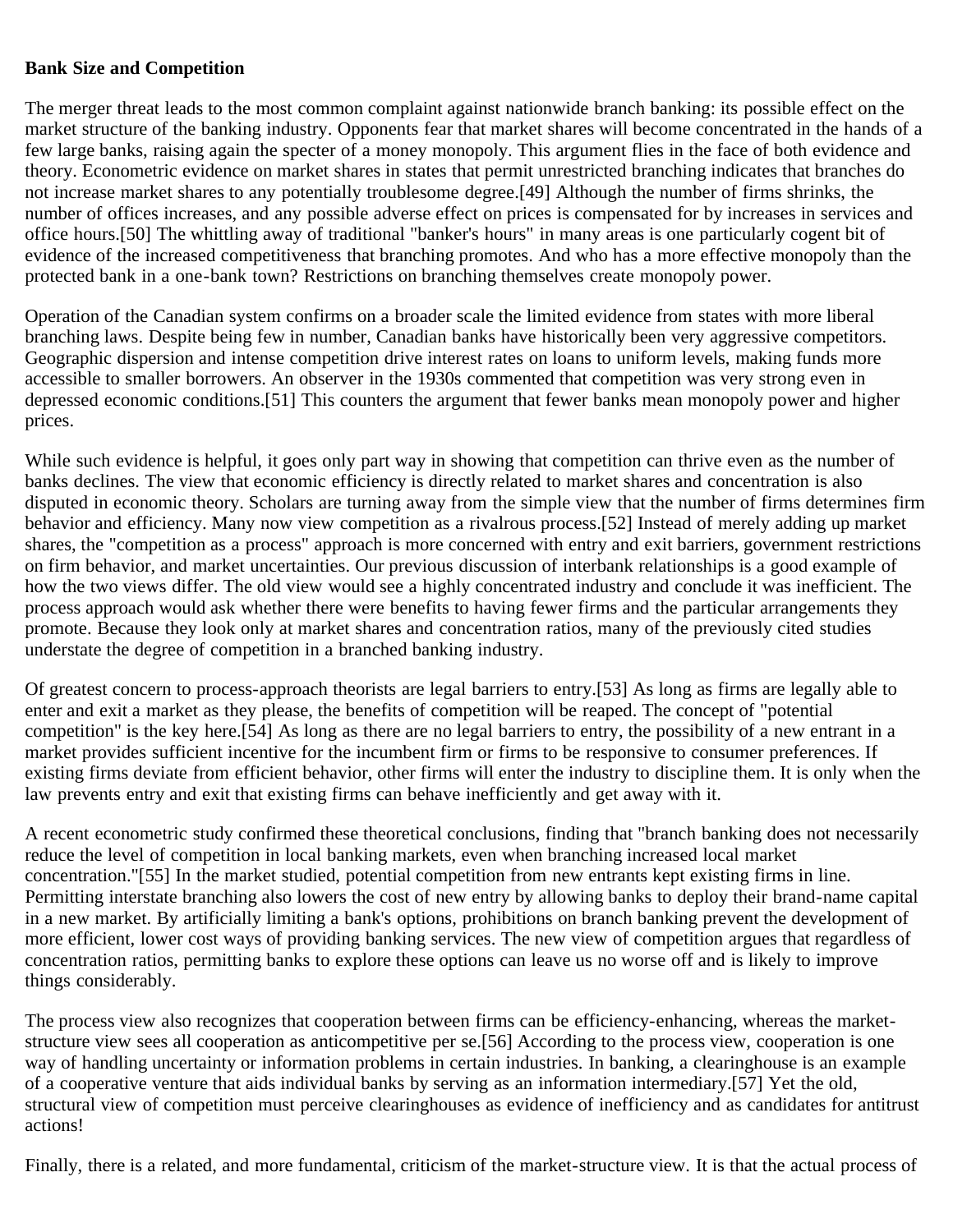**Bank Size and Competition**

The merger threat leads to the most common complaint against nationwide branch banking: its possible effect on the market structure of the banking industry. Opponents fear that market shares will become concentrated in the hands of a few large banks, raising again the specter of a money monopoly. This argument flies in the face of both evidence and theory. Econometric evidence on market shares in states that permit unrestricted branching indicates that branches do not increase market shares to any potentially troublesome degree.[49] Although the number of firms shrinks, the number of offices increases, and any possible adverse effect on prices is compensated for by increases in services and office hours.[50] The whittling away of traditional "banker's hours" in many areas is one particularly cogent bit of evidence of the increased competitiveness that branching promotes. And who has a more effective monopoly than the protected bank in a one-bank town? Restrictions on branching themselves create monopoly power.

Operation of the Canadian system confirms on a broader scale the limited evidence from states with more liberal branching laws. Despite being few in number, Canadian banks have historically been very aggressive competitors. Geographic dispersion and intense competition drive interest rates on loans to uniform levels, making funds more accessible to smaller borrowers. An observer in the 1930s commented that competition was very strong even in depressed economic conditions.[51] This counters the argument that fewer banks mean monopoly power and higher prices.

While such evidence is helpful, it goes only part way in showing that competition can thrive even as the number of banks declines. The view that economic efficiency is directly related to market shares and concentration is also disputed in economic theory. Scholars are turning away from the simple view that the number of firms determines firm behavior and efficiency. Many now view competition as a rivalrous process.[52] Instead of merely adding up market shares, the "competition as a process" approach is more concerned with entry and exit barriers, government restrictions on firm behavior, and market uncertainties. Our previous discussion of interbank relationships is a good example of how the two views differ. The old view would see a highly concentrated industry and conclude it was inefficient. The process approach would ask whether there were benefits to having fewer firms and the particular arrangements they promote. Because they look only at market shares and concentration ratios, many of the previously cited studies understate the degree of competition in a branched banking industry.

Of greatest concern to process-approach theorists are legal barriers to entry.[53] As long as firms are legally able to enter and exit a market as they please, the benefits of competition will be reaped. The concept of "potential competition" is the key here.[54] As long as there are no legal barriers to entry, the possibility of a new entrant in a market provides sufficient incentive for the incumbent firm or firms to be responsive to consumer preferences. If existing firms deviate from efficient behavior, other firms will enter the industry to discipline them. It is only when the law prevents entry and exit that existing firms can behave inefficiently and get away with it.

A recent econometric study confirmed these theoretical conclusions, finding that "branch banking does not necessarily reduce the level of competition in local banking markets, even when branching increased local market concentration."[55] In the market studied, potential competition from new entrants kept existing firms in line. Permitting interstate branching also lowers the cost of new entry by allowing banks to deploy their brand-name capital in a new market. By artificially limiting a bank's options, prohibitions on branch banking prevent the development of more efficient, lower cost ways of providing banking services. The new view of competition argues that regardless of concentration ratios, permitting banks to explore these options can leave us no worse off and is likely to improve things considerably.

The process view also recognizes that cooperation between firms can be efficiency-enhancing, whereas the market-structure view sees all cooperation as anticompetitive per se.[56] According to the process view, cooperation is one way of handling uncertainty or information problems in certain industries. In banking, a clearinghouse is an example of a cooperative venture that aids individual banks by serving as an information intermediary.[57] Yet the old, structural view of competition must perceive clearinghouses as evidence of inefficiency and as candidates for antitrust actions!

Finally, there is a related, and more fundamental, criticism of the market-structure view. It is that the actual process of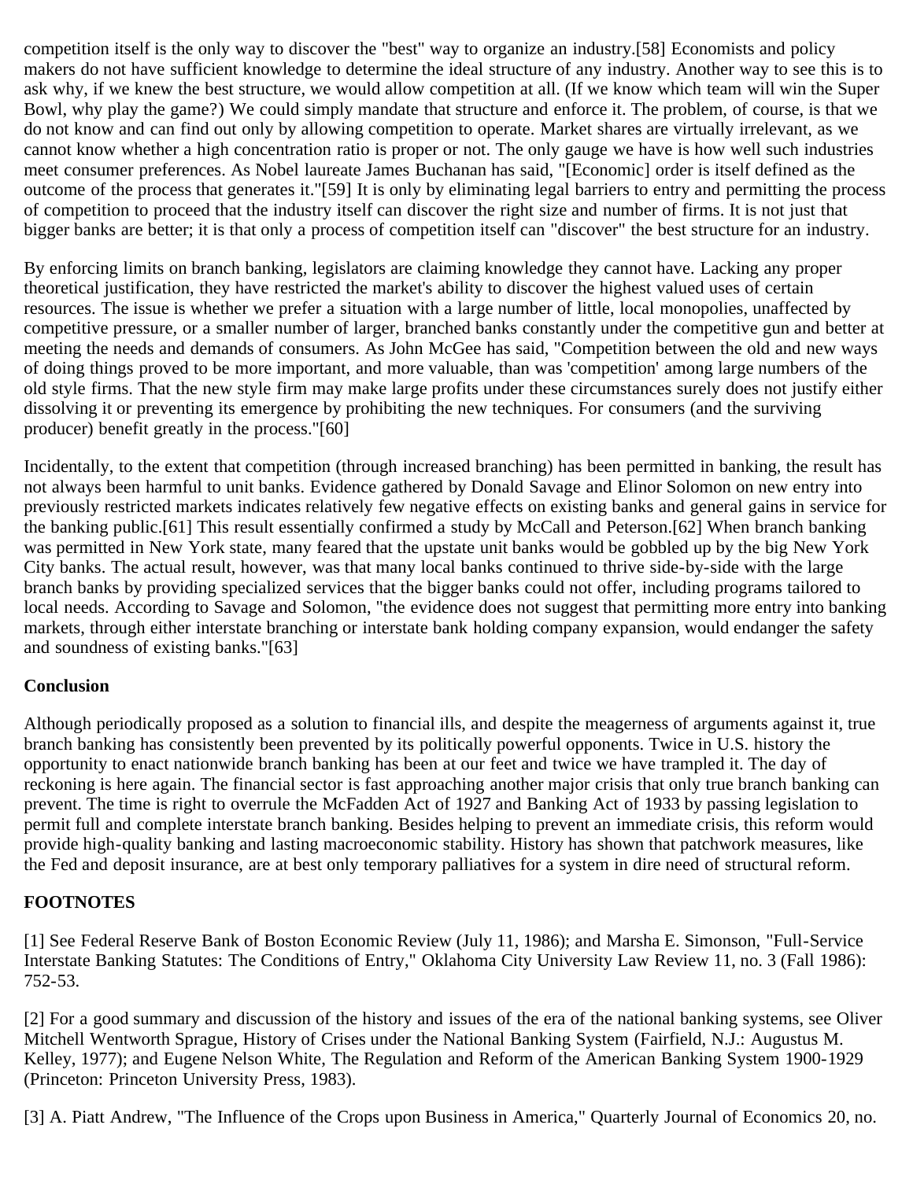competition itself is the only way to discover the "best" way to organize an industry.[58] Economists and policy makers do not have sufficient knowledge to determine the ideal structure of any industry. Another way to see this is to ask why, if we knew the best structure, we would allow competition at all. (If we know which team will win the Super Bowl, why play the game?) We could simply mandate that structure and enforce it. The problem, of course, is that we do not know and can find out only by allowing competition to operate. Market shares are virtually irrelevant, as we cannot know whether a high concentration ratio is proper or not. The only gauge we have is how well such industries meet consumer preferences. As Nobel laureate James Buchanan has said, "[Economic] order is itself defined as the outcome of the process that generates it."[59] It is only by eliminating legal barriers to entry and permitting the process of competition to proceed that the industry itself can discover the right size and number of firms. It is not just that bigger banks are better; it is that only a process of competition itself can "discover" the best structure for an industry.

By enforcing limits on branch banking, legislators are claiming knowledge they cannot have. Lacking any proper theoretical justification, they have restricted the market's ability to discover the highest valued uses of certain resources. The issue is whether we prefer a situation with a large number of little, local monopolies, unaffected by competitive pressure, or a smaller number of larger, branched banks constantly under the competitive gun and better at meeting the needs and demands of consumers. As John McGee has said, "Competition between the old and new ways of doing things proved to be more important, and more valuable, than was 'competition' among large numbers of the old style firms. That the new style firm may make large profits under these circumstances surely does not justify either dissolving it or preventing its emergence by prohibiting the new techniques. For consumers (and the surviving producer) benefit greatly in the process."[60]

Incidentally, to the extent that competition (through increased branching) has been permitted in banking, the result has not always been harmful to unit banks. Evidence gathered by Donald Savage and Elinor Solomon on new entry into previously restricted markets indicates relatively few negative effects on existing banks and general gains in service for the banking public.[61] This result essentially confirmed a study by McCall and Peterson.[62] When branch banking was permitted in New York state, many feared that the upstate unit banks would be gobbled up by the big New York City banks. The actual result, however, was that many local banks continued to thrive side-by-side with the large branch banks by providing specialized services that the bigger banks could not offer, including programs tailored to local needs. According to Savage and Solomon, "the evidence does not suggest that permitting more entry into banking markets, through either interstate branching or interstate bank holding company expansion, would endanger the safety and soundness of existing banks."[63]

## Conclusion

Although periodically proposed as a solution to financial ills, and despite the meagerness of arguments against it, true branch banking has consistently been prevented by its politically powerful opponents. Twice in U.S. history the opportunity to enact nationwide branch banking has been at our feet and twice we have trampled it. The day of reckoning is here again. The financial sector is fast approaching another major crisis that only true branch banking can prevent. The time is right to overrule the McFadden Act of 1927 and Banking Act of 1933 by passing legislation to permit full and complete interstate branch banking. Besides helping to prevent an immediate crisis, this reform would provide high-quality banking and lasting macroeconomic stability. History has shown that patchwork measures, like the Fed and deposit insurance, are at best only temporary palliatives for a system in dire need of structural reform.

## FOOTNOTES

[1] See Federal Reserve Bank of Boston Economic Review (July 11, 1986); and Marsha E. Simonson, "Full-Service Interstate Banking Statutes: The Conditions of Entry," Oklahoma City University Law Review 11, no. 3 (Fall 1986): 752-53.

[2] For a good summary and discussion of the history and issues of the era of the national banking systems, see Oliver Mitchell Wentworth Sprague, History of Crises under the National Banking System (Fairfield, N.J.: Augustus M. Kelley, 1977); and Eugene Nelson White, The Regulation and Reform of the American Banking System 1900-1929 (Princeton: Princeton University Press, 1983).

[3] A. Piatt Andrew, "The Influence of the Crops upon Business in America," Quarterly Journal of Economics 20, no.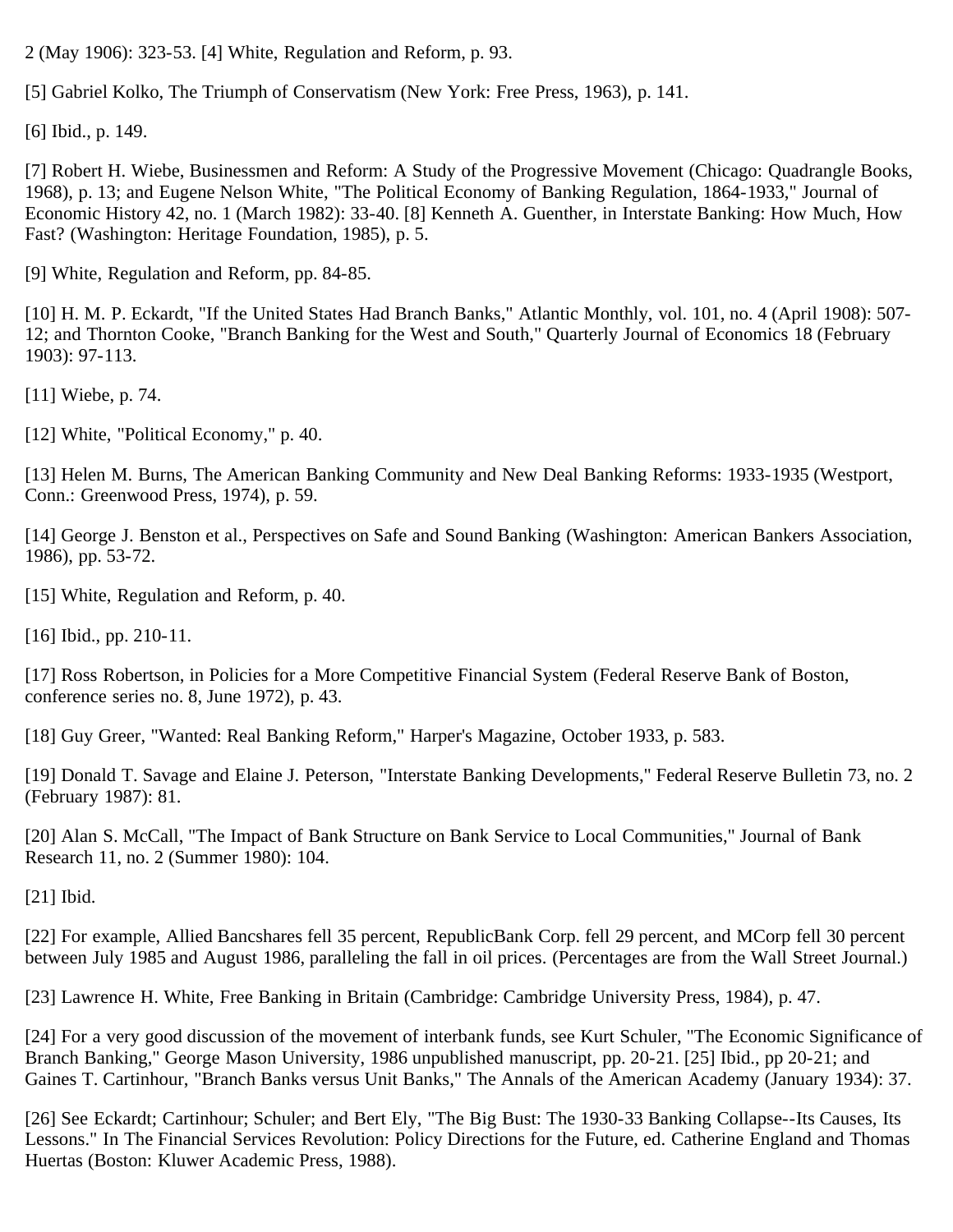2 (May 1906): 323-53. [4] White, Regulation and Reform, p. 93.

[5] Gabriel Kolko, The Triumph of Conservatism (New York: Free Press, 1963), p. 141.

[6] Ibid., p. 149.

[7] Robert H. Wiebe, Businessmen and Reform: A Study of the Progressive Movement (Chicago: Quadrangle Books, 1968), p. 13; and Eugene Nelson White, "The Political Economy of Banking Regulation, 1864-1933," Journal of Economic History 42, no. 1 (March 1982): 33-40. [8] Kenneth A. Guenther, in Interstate Banking: How Much, How Fast? (Washington: Heritage Foundation, 1985), p. 5.

[9] White, Regulation and Reform, pp. 84-85.

[10] H. M. P. Eckardt, "If the United States Had Branch Banks," Atlantic Monthly, vol. 101, no. 4 (April 1908): 507-12; and Thornton Cooke, "Branch Banking for the West and South," Quarterly Journal of Economics 18 (February 1903): 97-113.

[11] Wiebe, p. 74.

[12] White, "Political Economy," p. 40.

[13] Helen M. Burns, The American Banking Community and New Deal Banking Reforms: 1933-1935 (Westport, Conn.: Greenwood Press, 1974), p. 59.

[14] George J. Benston et al., Perspectives on Safe and Sound Banking (Washington: American Bankers Association, 1986), pp. 53-72.

[15] White, Regulation and Reform, p. 40.

[16] Ibid., pp. 210-11.

[17] Ross Robertson, in Policies for a More Competitive Financial System (Federal Reserve Bank of Boston, conference series no. 8, June 1972), p. 43.

[18] Guy Greer, "Wanted: Real Banking Reform," Harper's Magazine, October 1933, p. 583.

[19] Donald T. Savage and Elaine J. Peterson, "Interstate Banking Developments," Federal Reserve Bulletin 73, no. 2 (February 1987): 81.

[20] Alan S. McCall, "The Impact of Bank Structure on Bank Service to Local Communities," Journal of Bank Research 11, no. 2 (Summer 1980): 104.

[21] Ibid.

[22] For example, Allied Bancshares fell 35 percent, RepublicBank Corp. fell 29 percent, and MCorp fell 30 percent between July 1985 and August 1986, paralleling the fall in oil prices. (Percentages are from the Wall Street Journal.)

[23] Lawrence H. White, Free Banking in Britain (Cambridge: Cambridge University Press, 1984), p. 47.

[24] For a very good discussion of the movement of interbank funds, see Kurt Schuler, "The Economic Significance of Branch Banking," George Mason University, 1986 unpublished manuscript, pp. 20-21. [25] Ibid., pp 20-21; and Gaines T. Cartinhour, "Branch Banks versus Unit Banks," The Annals of the American Academy (January 1934): 37.

[26] See Eckardt; Cartinhour; Schuler; and Bert Ely, "The Big Bust: The 1930-33 Banking Collapse--Its Causes, Its Lessons." In The Financial Services Revolution: Policy Directions for the Future, ed. Catherine England and Thomas Huertas (Boston: Kluwer Academic Press, 1988).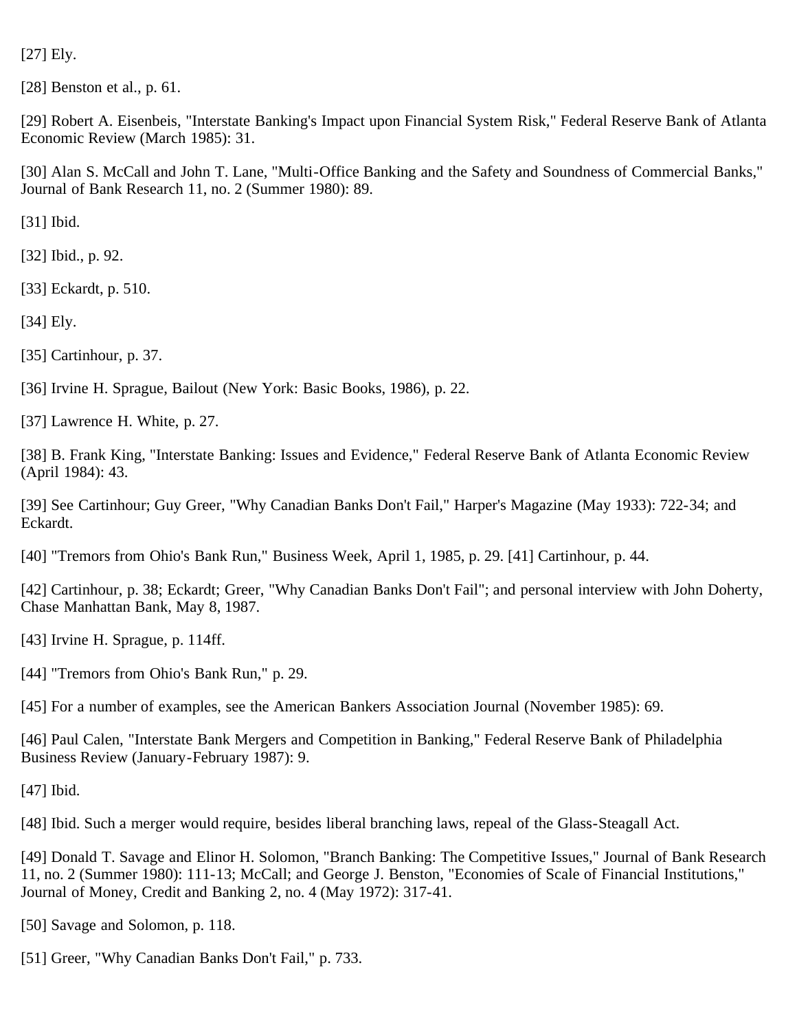[27] Ely.

[28] Benston et al., p. 61.

[29] Robert A. Eisenbeis, "Interstate Banking's Impact upon Financial System Risk," Federal Reserve Bank of Atlanta Economic Review (March 1985): 31.

[30] Alan S. McCall and John T. Lane, "Multi-Office Banking and the Safety and Soundness of Commercial Banks," Journal of Bank Research 11, no. 2 (Summer 1980): 89.

[31] Ibid.

[32] Ibid., p. 92.

[33] Eckardt, p. 510.

[34] Ely.

[35] Cartinhour, p. 37.

[36] Irvine H. Sprague, Bailout (New York: Basic Books, 1986), p. 22.

[37] Lawrence H. White, p. 27.

[38] B. Frank King, "Interstate Banking: Issues and Evidence," Federal Reserve Bank of Atlanta Economic Review (April 1984): 43.

[39] See Cartinhour; Guy Greer, "Why Canadian Banks Don't Fail," Harper's Magazine (May 1933): 722-34; and Eckardt.

[40] "Tremors from Ohio's Bank Run," Business Week, April 1, 1985, p. 29. [41] Cartinhour, p. 44.

[42] Cartinhour, p. 38; Eckardt; Greer, "Why Canadian Banks Don't Fail"; and personal interview with John Doherty, Chase Manhattan Bank, May 8, 1987.

[43] Irvine H. Sprague, p. 114ff.

[44] "Tremors from Ohio's Bank Run," p. 29.

[45] For a number of examples, see the American Bankers Association Journal (November 1985): 69.

[46] Paul Calen, "Interstate Bank Mergers and Competition in Banking," Federal Reserve Bank of Philadelphia Business Review (January-February 1987): 9.

[47] Ibid.

[48] Ibid. Such a merger would require, besides liberal branching laws, repeal of the Glass-Steagall Act.

[49] Donald T. Savage and Elinor H. Solomon, "Branch Banking: The Competitive Issues," Journal of Bank Research 11, no. 2 (Summer 1980): 111-13; McCall; and George J. Benston, "Economies of Scale of Financial Institutions," Journal of Money, Credit and Banking 2, no. 4 (May 1972): 317-41.

[50] Savage and Solomon, p. 118.

[51] Greer, "Why Canadian Banks Don't Fail," p. 733.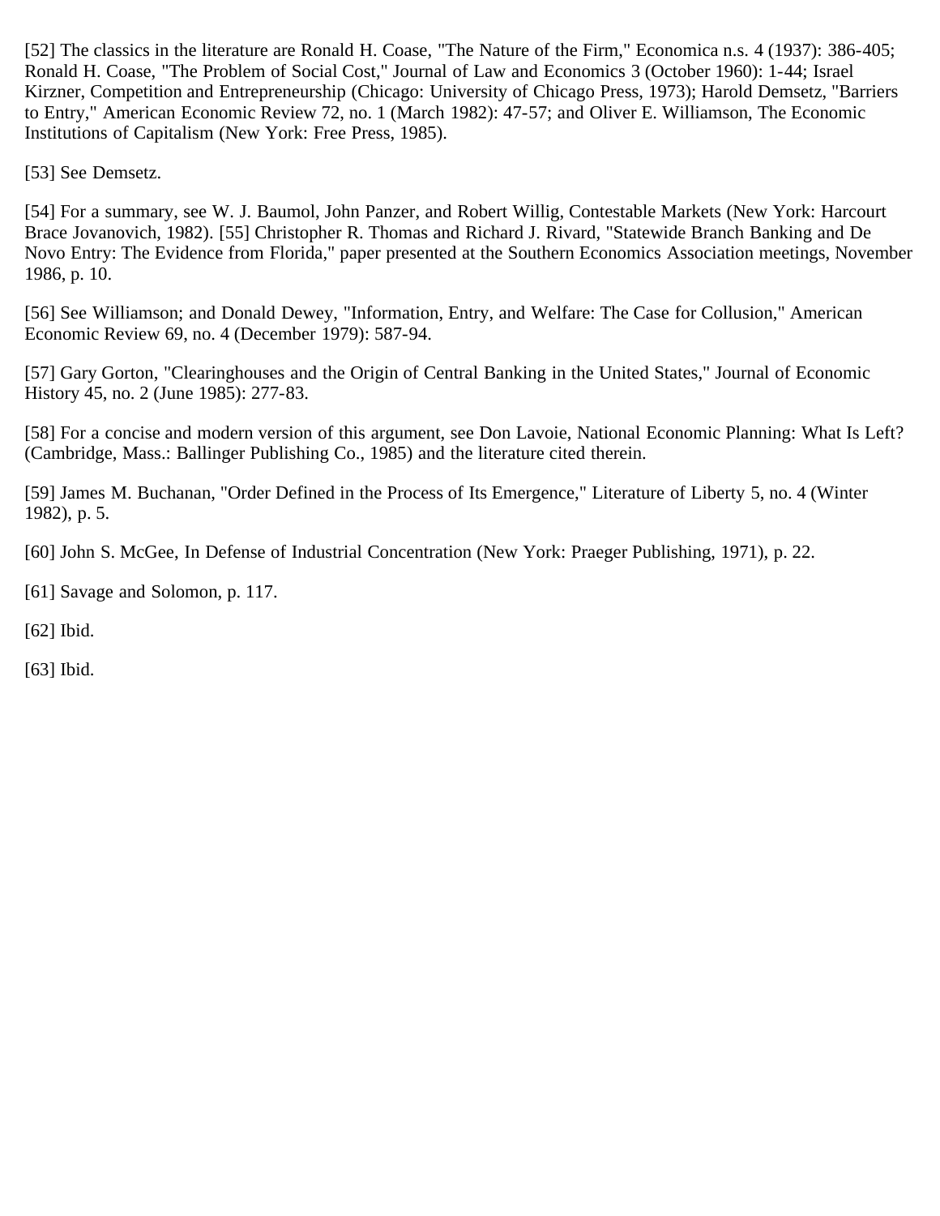[52] The classics in the literature are Ronald H. Coase, "The Nature of the Firm," Economica n.s. 4 (1937): 386-405; Ronald H. Coase, "The Problem of Social Cost," Journal of Law and Economics 3 (October 1960): 1-44; Israel Kirzner, Competition and Entrepreneurship (Chicago: University of Chicago Press, 1973); Harold Demsetz, "Barriers to Entry," American Economic Review 72, no. 1 (March 1982): 47-57; and Oliver E. Williamson, The Economic Institutions of Capitalism (New York: Free Press, 1985).

[53] See Demsetz.

[54] For a summary, see W. J. Baumol, John Panzer, and Robert Willig, Contestable Markets (New York: Harcourt Brace Jovanovich, 1982). [55] Christopher R. Thomas and Richard J. Rivard, "Statewide Branch Banking and De Novo Entry: The Evidence from Florida," paper presented at the Southern Economics Association meetings, November 1986, p. 10.

[56] See Williamson; and Donald Dewey, "Information, Entry, and Welfare: The Case for Collusion," American Economic Review 69, no. 4 (December 1979): 587-94.

[57] Gary Gorton, "Clearinghouses and the Origin of Central Banking in the United States," Journal of Economic History 45, no. 2 (June 1985): 277-83.

[58] For a concise and modern version of this argument, see Don Lavoie, National Economic Planning: What Is Left? (Cambridge, Mass.: Ballinger Publishing Co., 1985) and the literature cited therein.

[59] James M. Buchanan, "Order Defined in the Process of Its Emergence," Literature of Liberty 5, no. 4 (Winter 1982), p. 5.

[60] John S. McGee, In Defense of Industrial Concentration (New York: Praeger Publishing, 1971), p. 22.

[61] Savage and Solomon, p. 117.

[62] Ibid.

[63] Ibid.